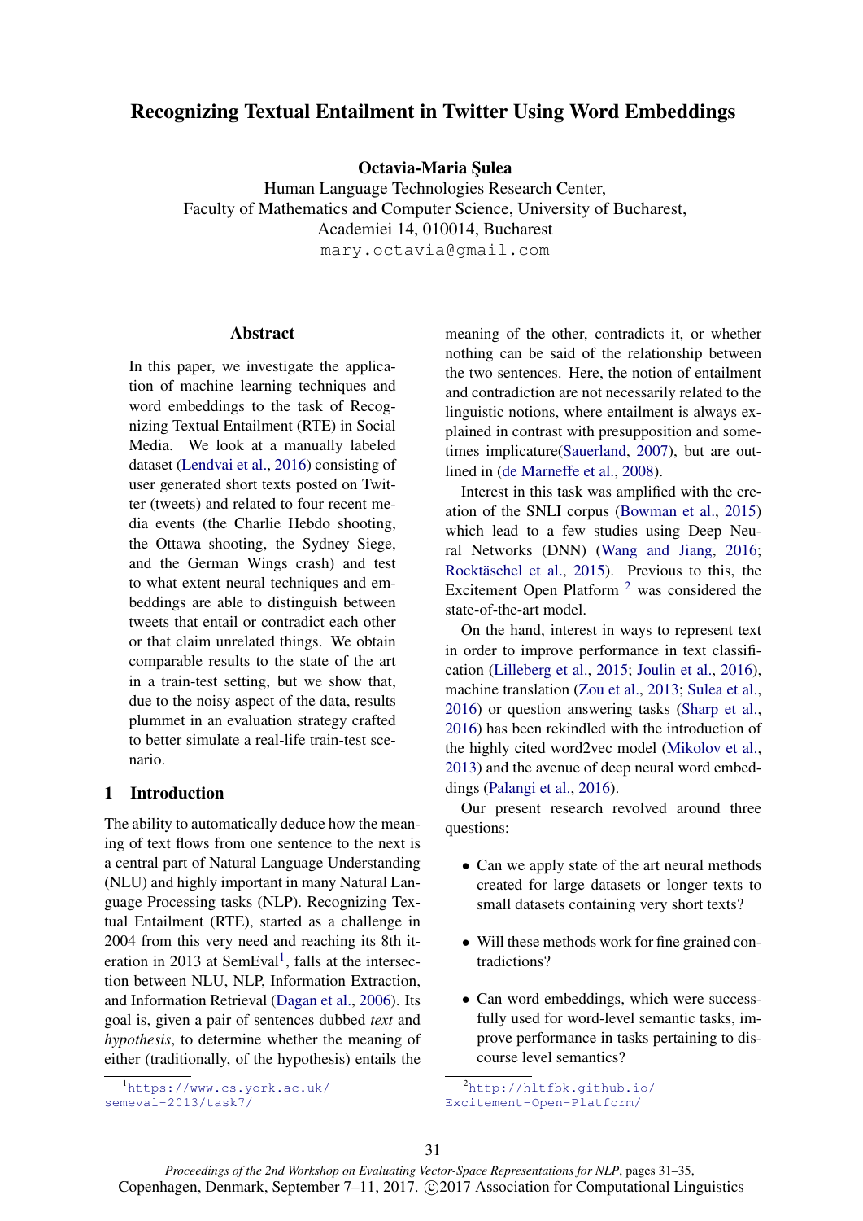# Recognizing Textual Entailment in Twitter Using Word Embeddings

**Octavia-Maria Şulea**

Human Language Technologies Research Center,
Faculty of Mathematics and Computer Science, University of Bucharest,
Academiei 14, 010014, Bucharest
mary.octavia@gmail.com

## Abstract

In this paper, we investigate the application of machine learning techniques and word embeddings to the task of Recognizing Textual Entailment (RTE) in Social Media. We look at a manually labeled dataset (Lendvai et al., 2016) consisting of user generated short texts posted on Twitter (tweets) and related to four recent media events (the Charlie Hebdo shooting, the Ottawa shooting, the Sydney Siege, and the German Wings crash) and test to what extent neural techniques and embeddings are able to distinguish between tweets that entail or contradict each other or that claim unrelated things. We obtain comparable results to the state of the art in a train-test setting, but we show that, due to the noisy aspect of the data, results plummet in an evaluation strategy crafted to better simulate a real-life train-test scenario.

## 1 Introduction

The ability to automatically deduce how the meaning of text flows from one sentence to the next is a central part of Natural Language Understanding (NLU) and highly important in many Natural Language Processing tasks (NLP). Recognizing Textual Entailment (RTE), started as a challenge in 2004 from this very need and reaching its 8th iteration in 2013 at SemEval[1], falls at the intersection between NLU, NLP, Information Extraction, and Information Retrieval (Dagan et al., 2006). Its goal is, given a pair of sentences dubbed *text* and *hypothesis*, to determine whether the meaning of either (traditionally, of the hypothesis) entails the meaning of the other, contradicts it, or whether nothing can be said of the relationship between the two sentences. Here, the notion of entailment and contradiction are not necessarily related to the linguistic notions, where entailment is always explained in contrast with presupposition and sometimes implicature(Sauerland, 2007), but are outlined in (de Marneffe et al., 2008).

Interest in this task was amplified with the creation of the SNLI corpus (Bowman et al., 2015) which lead to a few studies using Deep Neural Networks (DNN) (Wang and Jiang, 2016; Rocktäschel et al., 2015). Previous to this, the Excitement Open Platform [2] was considered the state-of-the-art model.

On the hand, interest in ways to represent text in order to improve performance in text classification (Lilleberg et al., 2015; Joulin et al., 2016), machine translation (Zou et al., 2013; Sulea et al., 2016) or question answering tasks (Sharp et al., 2016) has been rekindled with the introduction of the highly cited word2vec model (Mikolov et al., 2013) and the avenue of deep neural word embeddings (Palangi et al., 2016).

Our present research revolved around three questions:

- Can we apply state of the art neural methods created for large datasets or longer texts to small datasets containing very short texts?
- Will these methods work for fine grained contradictions?
- Can word embeddings, which were successfully used for word-level semantic tasks, improve performance in tasks pertaining to discourse level semantics?

[1] https://www.cs.york.ac.uk/semeval-2013/task7/

[2] http://hltfbk.github.io/Excitement-Open-Platform/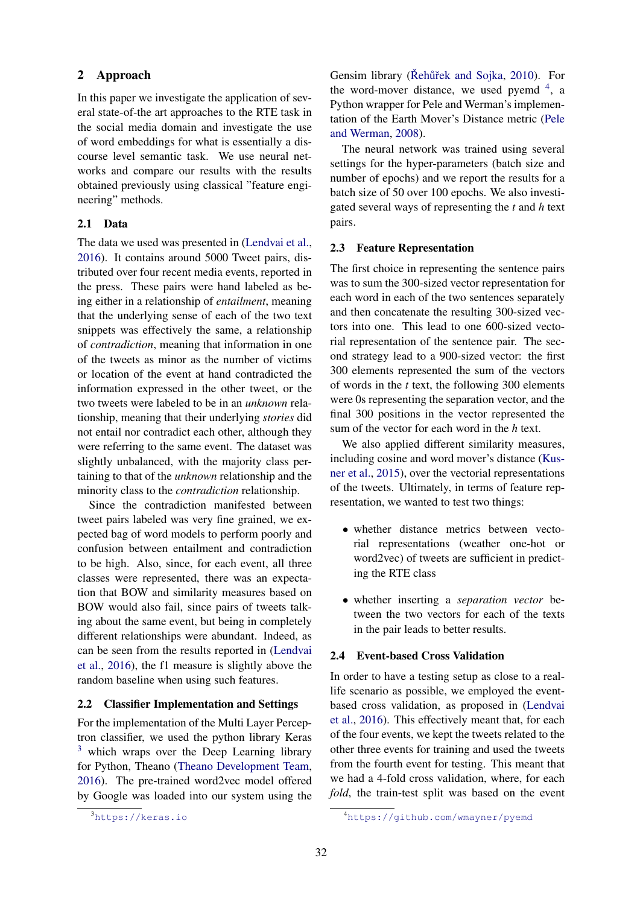## 2 Approach

In this paper we investigate the application of several state-of-the art approaches to the RTE task in the social media domain and investigate the use of word embeddings for what is essentially a discourse level semantic task. We use neural networks and compare our results with the results obtained previously using classical "feature engineering" methods.

### 2.1 Data

The data we used was presented in (Lendvai et al., 2016). It contains around 5000 Tweet pairs, distributed over four recent media events, reported in the press. These pairs were hand labeled as being either in a relationship of *entailment*, meaning that the underlying sense of each of the two text snippets was effectively the same, a relationship of *contradiction*, meaning that information in one of the tweets as minor as the number of victims or location of the event at hand contradicted the information expressed in the other tweet, or the two tweets were labeled to be in an *unknown* relationship, meaning that their underlying *stories* did not entail nor contradict each other, although they were referring to the same event. The dataset was slightly unbalanced, with the majority class pertaining to that of the *unknown* relationship and the minority class to the *contradiction* relationship.

Since the contradiction manifested between tweet pairs labeled was very fine grained, we expected bag of word models to perform poorly and confusion between entailment and contradiction to be high. Also, since, for each event, all three classes were represented, there was an expectation that BOW and similarity measures based on BOW would also fail, since pairs of tweets talking about the same event, but being in completely different relationships were abundant. Indeed, as can be seen from the results reported in (Lendvai et al., 2016), the f1 measure is slightly above the random baseline when using such features.

### 2.2 Classifier Implementation and Settings

For the implementation of the Multi Layer Perceptron classifier, we used the python library Keras [3] which wraps over the Deep Learning library for Python, Theano (Theano Development Team, 2016). The pre-trained word2vec model offered by Google was loaded into our system using the Gensim library (Řehůřek and Sojka, 2010). For the word-mover distance, we used pyemd [4], a Python wrapper for Pele and Werman's implementation of the Earth Mover's Distance metric (Pele and Werman, 2008).

The neural network was trained using several settings for the hyper-parameters (batch size and number of epochs) and we report the results for a batch size of 50 over 100 epochs. We also investigated several ways of representing the *t* and *h* text pairs.

### 2.3 Feature Representation

The first choice in representing the sentence pairs was to sum the 300-sized vector representation for each word in each of the two sentences separately and then concatenate the resulting 300-sized vectors into one. This lead to one 600-sized vectorial representation of the sentence pair. The second strategy lead to a 900-sized vector: the first 300 elements represented the sum of the vectors of words in the *t* text, the following 300 elements were 0s representing the separation vector, and the final 300 positions in the vector represented the sum of the vector for each word in the *h* text.

We also applied different similarity measures, including cosine and word mover's distance (Kusner et al., 2015), over the vectorial representations of the tweets. Ultimately, in terms of feature representation, we wanted to test two things:

- whether distance metrics between vectorial representations (weather one-hot or word2vec) of tweets are sufficient in predicting the RTE class
- whether inserting a *separation vector* between the two vectors for each of the texts in the pair leads to better results.

### 2.4 Event-based Cross Validation

In order to have a testing setup as close to a real-life scenario as possible, we employed the event-based cross validation, as proposed in (Lendvai et al., 2016). This effectively meant that, for each of the four events, we kept the tweets related to the other three events for training and used the tweets from the fourth event for testing. This meant that we had a 4-fold cross validation, where, for each *fold*, the train-test split was based on the event

[3] https://keras.io

[4] https://github.com/wmayner/pyemd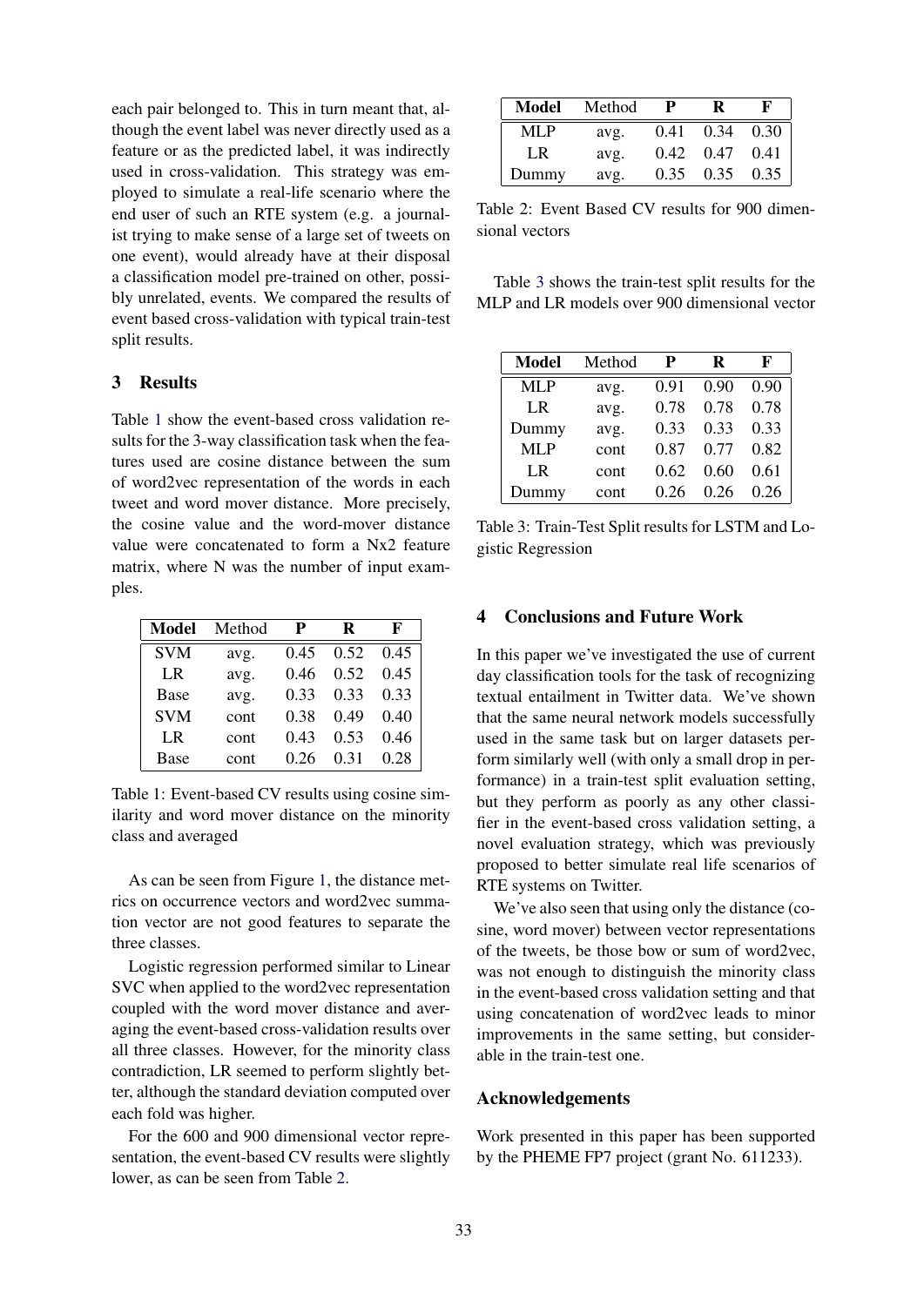each pair belonged to. This in turn meant that, although the event label was never directly used as a feature or as the predicted label, it was indirectly used in cross-validation. This strategy was employed to simulate a real-life scenario where the end user of such an RTE system (e.g. a journalist trying to make sense of a large set of tweets on one event), would already have at their disposal a classification model pre-trained on other, possibly unrelated, events. We compared the results of event based cross-validation with typical train-test split results.

## 3 Results

Table 1 show the event-based cross validation results for the 3-way classification task when the features used are cosine distance between the sum of word2vec representation of the words in each tweet and word mover distance. More precisely, the cosine value and the word-mover distance value were concatenated to form a Nx2 feature matrix, where N was the number of input examples.

| Model | Method | P | R | F |
|---|---|---|---|---|
| SVM | avg. | 0.45 | 0.52 | 0.45 |
| LR | avg. | 0.46 | 0.52 | 0.45 |
| Base | avg. | 0.33 | 0.33 | 0.33 |
| SVM | cont | 0.38 | 0.49 | 0.40 |
| LR | cont | 0.43 | 0.53 | 0.46 |
| Base | cont | 0.26 | 0.31 | 0.28 |

Table 1: Event-based CV results using cosine similarity and word mover distance on the minority class and averaged

As can be seen from Figure 1, the distance metrics on occurrence vectors and word2vec summation vector are not good features to separate the three classes.

Logistic regression performed similar to Linear SVC when applied to the word2vec representation coupled with the word mover distance and averaging the event-based cross-validation results over all three classes. However, for the minority class contradiction, LR seemed to perform slightly better, although the standard deviation computed over each fold was higher.

For the 600 and 900 dimensional vector representation, the event-based CV results were slightly lower, as can be seen from Table 2.

| Model | Method | P | R | F |
|---|---|---|---|---|
| MLP | avg. | 0.41 | 0.34 | 0.30 |
| LR | avg. | 0.42 | 0.47 | 0.41 |
| Dummy | avg. | 0.35 | 0.35 | 0.35 |

Table 2: Event Based CV results for 900 dimensional vectors

Table 3 shows the train-test split results for the MLP and LR models over 900 dimensional vector

| Model | Method | P | R | F |
|---|---|---|---|---|
| MLP | avg. | 0.91 | 0.90 | 0.90 |
| LR | avg. | 0.78 | 0.78 | 0.78 |
| Dummy | avg. | 0.33 | 0.33 | 0.33 |
| MLP | cont | 0.87 | 0.77 | 0.82 |
| LR | cont | 0.62 | 0.60 | 0.61 |
| Dummy | cont | 0.26 | 0.26 | 0.26 |

Table 3: Train-Test Split results for LSTM and Logistic Regression

## 4 Conclusions and Future Work

In this paper we've investigated the use of current day classification tools for the task of recognizing textual entailment in Twitter data. We've shown that the same neural network models successfully used in the same task but on larger datasets perform similarly well (with only a small drop in performance) in a train-test split evaluation setting, but they perform as poorly as any other classifier in the event-based cross validation setting, a novel evaluation strategy, which was previously proposed to better simulate real life scenarios of RTE systems on Twitter.

We've also seen that using only the distance (cosine, word mover) between vector representations of the tweets, be those bow or sum of word2vec, was not enough to distinguish the minority class in the event-based cross validation setting and that using concatenation of word2vec leads to minor improvements in the same setting, but considerable in the train-test one.

## Acknowledgements

Work presented in this paper has been supported by the PHEME FP7 project (grant No. 611233).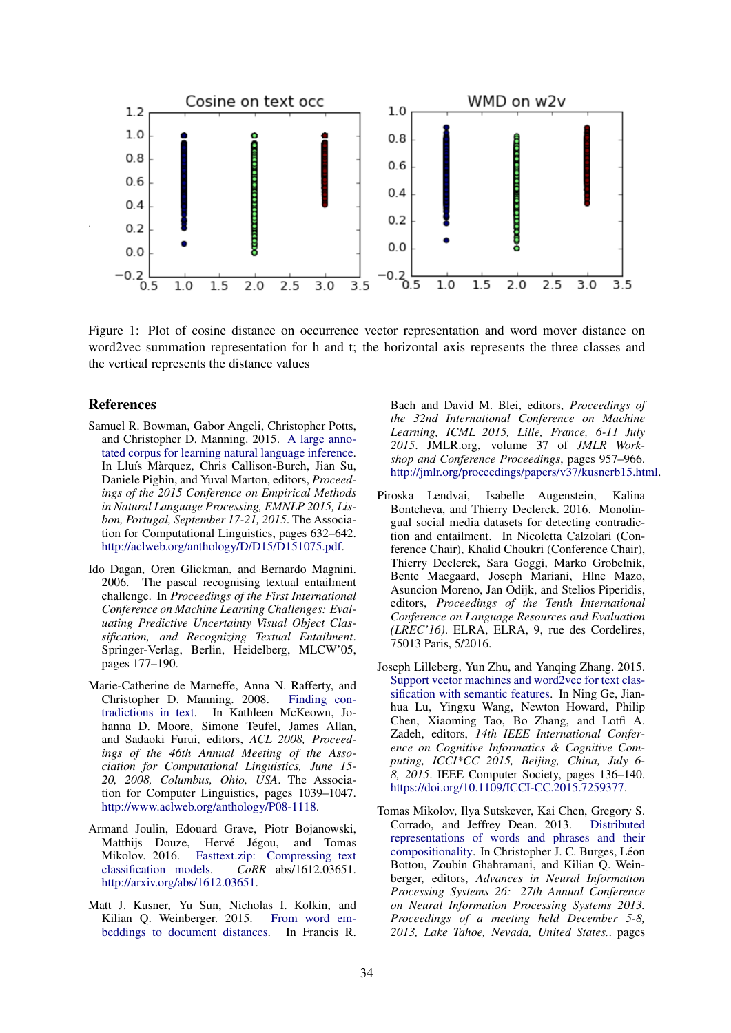Figure 1: Plot of cosine distance on occurrence vector representation and word mover distance on word2vec summation representation for h and t; the horizontal axis represents the three classes and the vertical represents the distance values

## References

Samuel R. Bowman, Gabor Angeli, Christopher Potts, and Christopher D. Manning. 2015. A large annotated corpus for learning natural language inference. In Lluís Màrquez, Chris Callison-Burch, Jian Su, Daniele Pighin, and Yuval Marton, editors, *Proceedings of the 2015 Conference on Empirical Methods in Natural Language Processing, EMNLP 2015, Lisbon, Portugal, September 17-21, 2015*. The Association for Computational Linguistics, pages 632–642. http://aclweb.org/anthology/D/D15/D151075.pdf.

Ido Dagan, Oren Glickman, and Bernardo Magnini. 2006. The pascal recognising textual entailment challenge. In *Proceedings of the First International Conference on Machine Learning Challenges: Evaluating Predictive Uncertainty Visual Object Classification, and Recognizing Textual Entailment*. Springer-Verlag, Berlin, Heidelberg, MLCW'05, pages 177–190.

Marie-Catherine de Marneffe, Anna N. Rafferty, and Christopher D. Manning. 2008. Finding contradictions in text. In Kathleen McKeown, Johanna D. Moore, Simone Teufel, James Allan, and Sadaoki Furui, editors, *ACL 2008, Proceedings of the 46th Annual Meeting of the Association for Computational Linguistics, June 15-20, 2008, Columbus, Ohio, USA*. The Association for Computer Linguistics, pages 1039–1047. http://www.aclweb.org/anthology/P08-1118.

Armand Joulin, Edouard Grave, Piotr Bojanowski, Matthijs Douze, Hervé Jégou, and Tomas Mikolov. 2016. Fasttext.zip: Compressing text classification models. *CoRR* abs/1612.03651. http://arxiv.org/abs/1612.03651.

Matt J. Kusner, Yu Sun, Nicholas I. Kolkin, and Kilian Q. Weinberger. 2015. From word embeddings to document distances. In Francis R. Bach and David M. Blei, editors, *Proceedings of the 32nd International Conference on Machine Learning, ICML 2015, Lille, France, 6-11 July 2015*. JMLR.org, volume 37 of *JMLR Workshop and Conference Proceedings*, pages 957–966. http://jmlr.org/proceedings/papers/v37/kusnerb15.html.

Piroska Lendvai, Isabelle Augenstein, Kalina Bontcheva, and Thierry Declerck. 2016. Monolingual social media datasets for detecting contradiction and entailment. In Nicoletta Calzolari (Conference Chair), Khalid Choukri (Conference Chair), Thierry Declerck, Sara Goggi, Marko Grobelnik, Bente Maegaard, Joseph Mariani, Hlne Mazo, Asuncion Moreno, Jan Odijk, and Stelios Piperidis, editors, *Proceedings of the Tenth International Conference on Language Resources and Evaluation (LREC'16)*. ELRA, ELRA, 9, rue des Cordelires, 75013 Paris, 5/2016.

Joseph Lilleberg, Yun Zhu, and Yanqing Zhang. 2015. Support vector machines and word2vec for text classification with semantic features. In Ning Ge, Jianhua Lu, Yingxu Wang, Newton Howard, Philip Chen, Xiaoming Tao, Bo Zhang, and Lotfi A. Zadeh, editors, *14th IEEE International Conference on Cognitive Informatics & Cognitive Computing, ICCI*CC 2015, Beijing, China, July 6-8, 2015*. IEEE Computer Society, pages 136–140. https://doi.org/10.1109/ICCI-CC.2015.7259377.

Tomas Mikolov, Ilya Sutskever, Kai Chen, Gregory S. Corrado, and Jeffrey Dean. 2013. Distributed representations of words and phrases and their compositionality. In Christopher J. C. Burges, Léon Bottou, Zoubin Ghahramani, and Kilian Q. Weinberger, editors, *Advances in Neural Information Processing Systems 26: 27th Annual Conference on Neural Information Processing Systems 2013. Proceedings of a meeting held December 5-8, 2013, Lake Tahoe, Nevada, United States.*. pages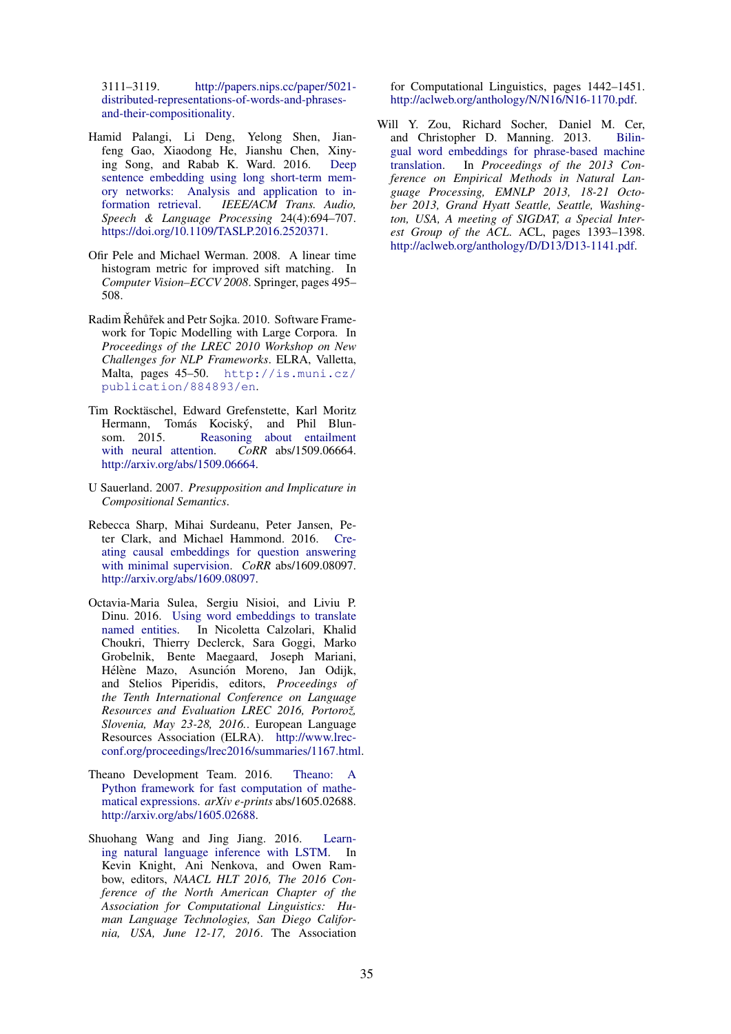3111–3119. http://papers.nips.cc/paper/5021-distributed-representations-of-words-and-phrases-and-their-compositionality.

Hamid Palangi, Li Deng, Yelong Shen, Jianfeng Gao, Xiaodong He, Jianshu Chen, Xinying Song, and Rabab K. Ward. 2016. Deep sentence embedding using long short-term memory networks: Analysis and application to information retrieval. *IEEE/ACM Trans. Audio, Speech & Language Processing* 24(4):694–707. https://doi.org/10.1109/TASLP.2016.2520371.

Ofir Pele and Michael Werman. 2008. A linear time histogram metric for improved sift matching. In *Computer Vision–ECCV 2008*. Springer, pages 495–508.

Radim Řehůřek and Petr Sojka. 2010. Software Framework for Topic Modelling with Large Corpora. In *Proceedings of the LREC 2010 Workshop on New Challenges for NLP Frameworks*. ELRA, Valletta, Malta, pages 45–50. http://is.muni.cz/publication/884893/en.

Tim Rocktäschel, Edward Grefenstette, Karl Moritz Hermann, Tomás Kociský, and Phil Blunsom. 2015. Reasoning about entailment with neural attention. *CoRR* abs/1509.06664. http://arxiv.org/abs/1509.06664.

U Sauerland. 2007. *Presupposition and Implicature in Compositional Semantics*.

Rebecca Sharp, Mihai Surdeanu, Peter Jansen, Peter Clark, and Michael Hammond. 2016. Creating causal embeddings for question answering with minimal supervision. *CoRR* abs/1609.08097. http://arxiv.org/abs/1609.08097.

Octavia-Maria Sulea, Sergiu Nisioi, and Liviu P. Dinu. 2016. Using word embeddings to translate named entities. In Nicoletta Calzolari, Khalid Choukri, Thierry Declerck, Sara Goggi, Marko Grobelnik, Bente Maegaard, Joseph Mariani, Hélène Mazo, Asunción Moreno, Jan Odijk, and Stelios Piperidis, editors, *Proceedings of the Tenth International Conference on Language Resources and Evaluation LREC 2016, Portorož, Slovenia, May 23-28, 2016.*. European Language Resources Association (ELRA). http://www.lrec-conf.org/proceedings/lrec2016/summaries/1167.html.

Theano Development Team. 2016. Theano: A Python framework for fast computation of mathematical expressions. *arXiv e-prints* abs/1605.02688. http://arxiv.org/abs/1605.02688.

Shuohang Wang and Jing Jiang. 2016. Learning natural language inference with LSTM. In Kevin Knight, Ani Nenkova, and Owen Rambow, editors, *NAACL HLT 2016, The 2016 Conference of the North American Chapter of the Association for Computational Linguistics: Human Language Technologies, San Diego California, USA, June 12-17, 2016*. The Association for Computational Linguistics, pages 1442–1451. http://aclweb.org/anthology/N/N16/N16-1170.pdf.

Will Y. Zou, Richard Socher, Daniel M. Cer, and Christopher D. Manning. 2013. Bilingual word embeddings for phrase-based machine translation. In *Proceedings of the 2013 Conference on Empirical Methods in Natural Language Processing, EMNLP 2013, 18-21 October 2013, Grand Hyatt Seattle, Seattle, Washington, USA, A meeting of SIGDAT, a Special Interest Group of the ACL*. ACL, pages 1393–1398. http://aclweb.org/anthology/D/D13/D13-1141.pdf.